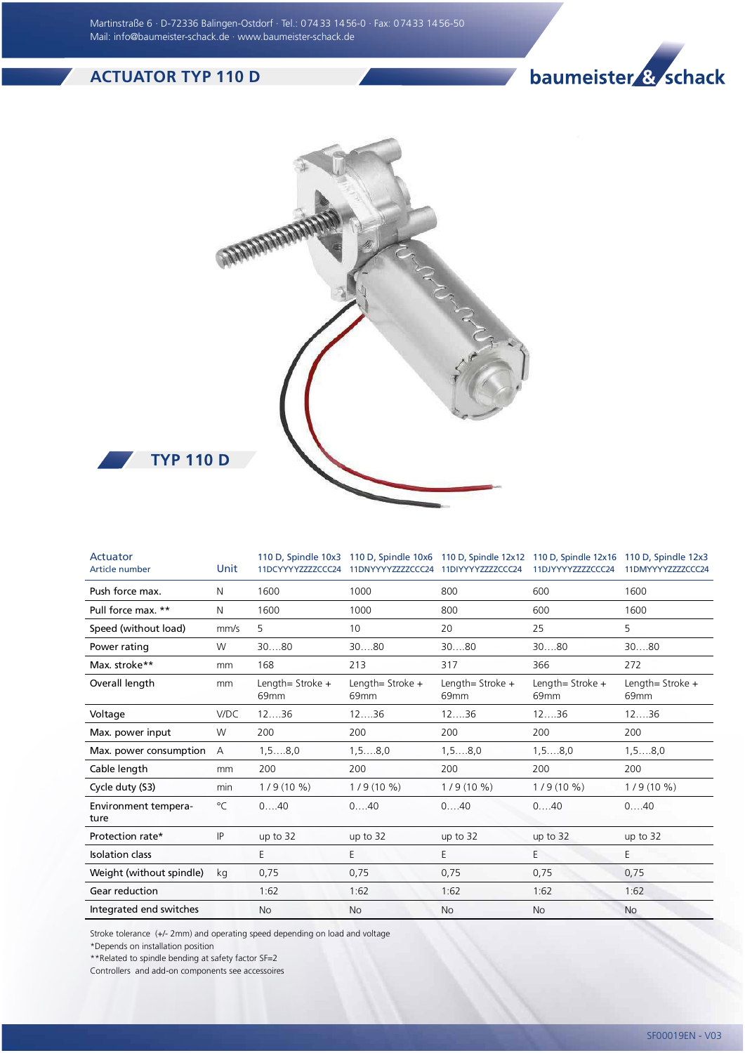# ACTUATOR TYP 110 D

Martinstraße 6 · D-72336 Balingen-Ostdorf · Tel.: 07433 1456-0 · Fax: 07433 1456-50
Mail: info@baumeister-schack.de · www.baumeister-schack.de

baumeister & schack

## TYP 110 D

| Actuator<br>Article number | Unit | 110 D, Spindle 10x3<br>11DCYYYYZZZZCCC24 | 110 D, Spindle 10x6<br>11DNYYYYZZZZCCC24 | 110 D, Spindle 12x12<br>11DIYYYYZZZZCCC24 | 110 D, Spindle 12x16<br>11DJYYYYZZZZCCC24 | 110 D, Spindle 12x3<br>11DMYYYYZZZZCCC24 |
|---|---|---|---|---|---|---|
| Push force max. | N | 1600 | 1000 | 800 | 600 | 1600 |
| Pull force max. ** | N | 1600 | 1000 | 800 | 600 | 1600 |
| Speed (without load) | mm/s | 5 | 10 | 20 | 25 | 5 |
| Power rating | W | 30….80 | 30….80 | 30….80 | 30….80 | 30….80 |
| Max. stroke** | mm | 168 | 213 | 317 | 366 | 272 |
| Overall length | mm | Length= Stroke + 69mm | Length= Stroke + 69mm | Length= Stroke + 69mm | Length= Stroke + 69mm | Length= Stroke + 69mm |
| Voltage | V/DC | 12….36 | 12….36 | 12….36 | 12….36 | 12….36 |
| Max. power input | W | 200 | 200 | 200 | 200 | 200 |
| Max. power consumption | A | 1,5….8,0 | 1,5….8,0 | 1,5….8,0 | 1,5….8,0 | 1,5….8,0 |
| Cable length | mm | 200 | 200 | 200 | 200 | 200 |
| Cycle duty (S3) | min | 1 / 9 (10 %) | 1 / 9 (10 %) | 1 / 9 (10 %) | 1 / 9 (10 %) | 1 / 9 (10 %) |
| Environment temperature | °C | 0….40 | 0….40 | 0….40 | 0….40 | 0….40 |
| Protection rate* | IP | up to 32 | up to 32 | up to 32 | up to 32 | up to 32 |
| Isolation class | | E | E | E | E | E |
| Weight (without spindle) | kg | 0,75 | 0,75 | 0,75 | 0,75 | 0,75 |
| Gear reduction | | 1:62 | 1:62 | 1:62 | 1:62 | 1:62 |
| Integrated end switches | | No | No | No | No | No |

Stroke tolerance (+/- 2mm) and operating speed depending on load and voltage
*Depends on installation position
**Related to spindle bending at safety factor SF=2
Controllers and add-on components see accessoires

SF00019EN - V03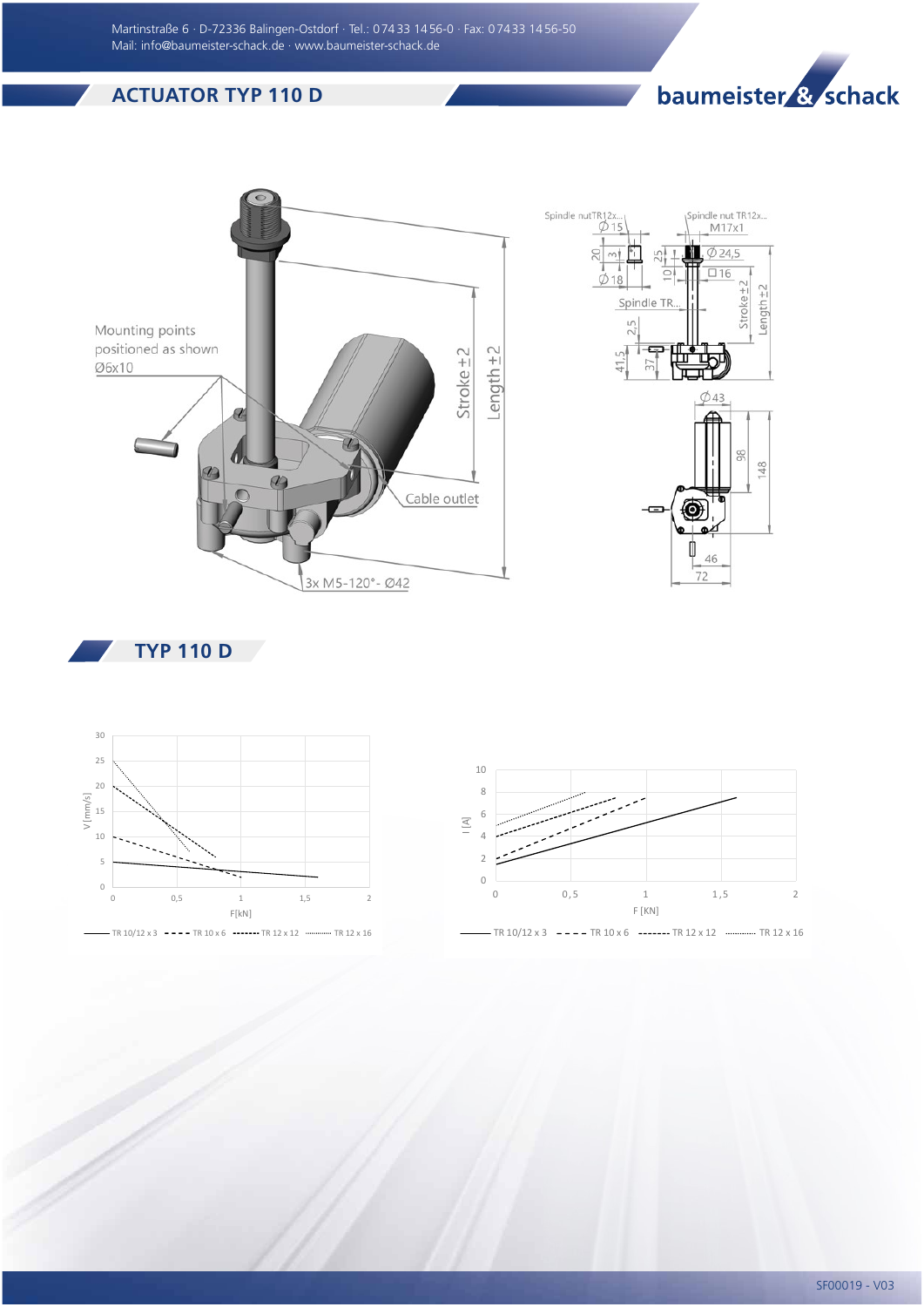# ACTUATOR TYP 110 D

Mounting points positioned as shown Ø6x10

Stroke ±2

Length ±2

Cable outlet

3x M5-120°- Ø42

Spindle nut TR12x...

Ø 15

20

3

Ø 18

Spindle nut TR12x...

M17x1

25

Ø 24,5

10

□ 16

Spindle TR...

2,5

41,5

37

Stroke ±2

Length ±2

Ø 43

98

148

46

72

## TYP 110 D

30
25
20
15
10
5
0
V [mm/s]
0
0,5
1
1,5
2
F[kN]
TR 10/12 x 3
TR 10 x 6
TR 12 x 12
TR 12 x 16

10
8
6
4
2
0
I [A]
0
0,5
1
1,5
2
F [KN]
TR 10/12 x 3
TR 10 x 6
TR 12 x 12
TR 12 x 16

SF00019 - V03